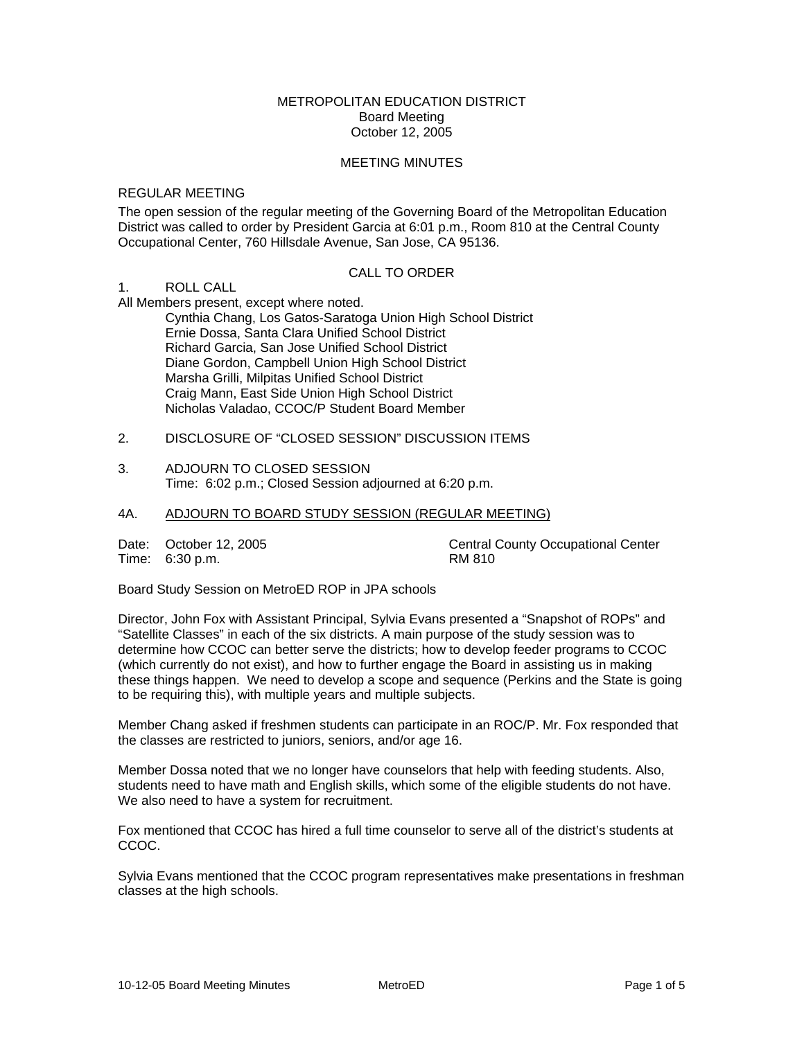METROPOLITAN EDUCATION DISTRICT
Board Meeting
October 12, 2005

MEETING MINUTES

REGULAR MEETING

The open session of the regular meeting of the Governing Board of the Metropolitan Education District was called to order by President Garcia at 6:01 p.m., Room 810 at the Central County Occupational Center, 760 Hillsdale Avenue, San Jose, CA 95136.

CALL TO ORDER

1. ROLL CALL

All Members present, except where noted.

Cynthia Chang, Los Gatos-Saratoga Union High School District
Ernie Dossa, Santa Clara Unified School District
Richard Garcia, San Jose Unified School District
Diane Gordon, Campbell Union High School District
Marsha Grilli, Milpitas Unified School District
Craig Mann, East Side Union High School District
Nicholas Valadao, CCOC/P Student Board Member

2. DISCLOSURE OF "CLOSED SESSION" DISCUSSION ITEMS

3. ADJOURN TO CLOSED SESSION
Time: 6:02 p.m.; Closed Session adjourned at 6:20 p.m.

4A. <u>ADJOURN TO BOARD STUDY SESSION (REGULAR MEETING)</u>

Date: October 12, 2005 — Central County Occupational Center
Time: 6:30 p.m. — RM 810

Board Study Session on MetroED ROP in JPA schools

Director, John Fox with Assistant Principal, Sylvia Evans presented a "Snapshot of ROPs" and "Satellite Classes" in each of the six districts. A main purpose of the study session was to determine how CCOC can better serve the districts; how to develop feeder programs to CCOC (which currently do not exist), and how to further engage the Board in assisting us in making these things happen. We need to develop a scope and sequence (Perkins and the State is going to be requiring this), with multiple years and multiple subjects.

Member Chang asked if freshmen students can participate in an ROC/P. Mr. Fox responded that the classes are restricted to juniors, seniors, and/or age 16.

Member Dossa noted that we no longer have counselors that help with feeding students. Also, students need to have math and English skills, which some of the eligible students do not have. We also need to have a system for recruitment.

Fox mentioned that CCOC has hired a full time counselor to serve all of the district's students at CCOC.

Sylvia Evans mentioned that the CCOC program representatives make presentations in freshman classes at the high schools.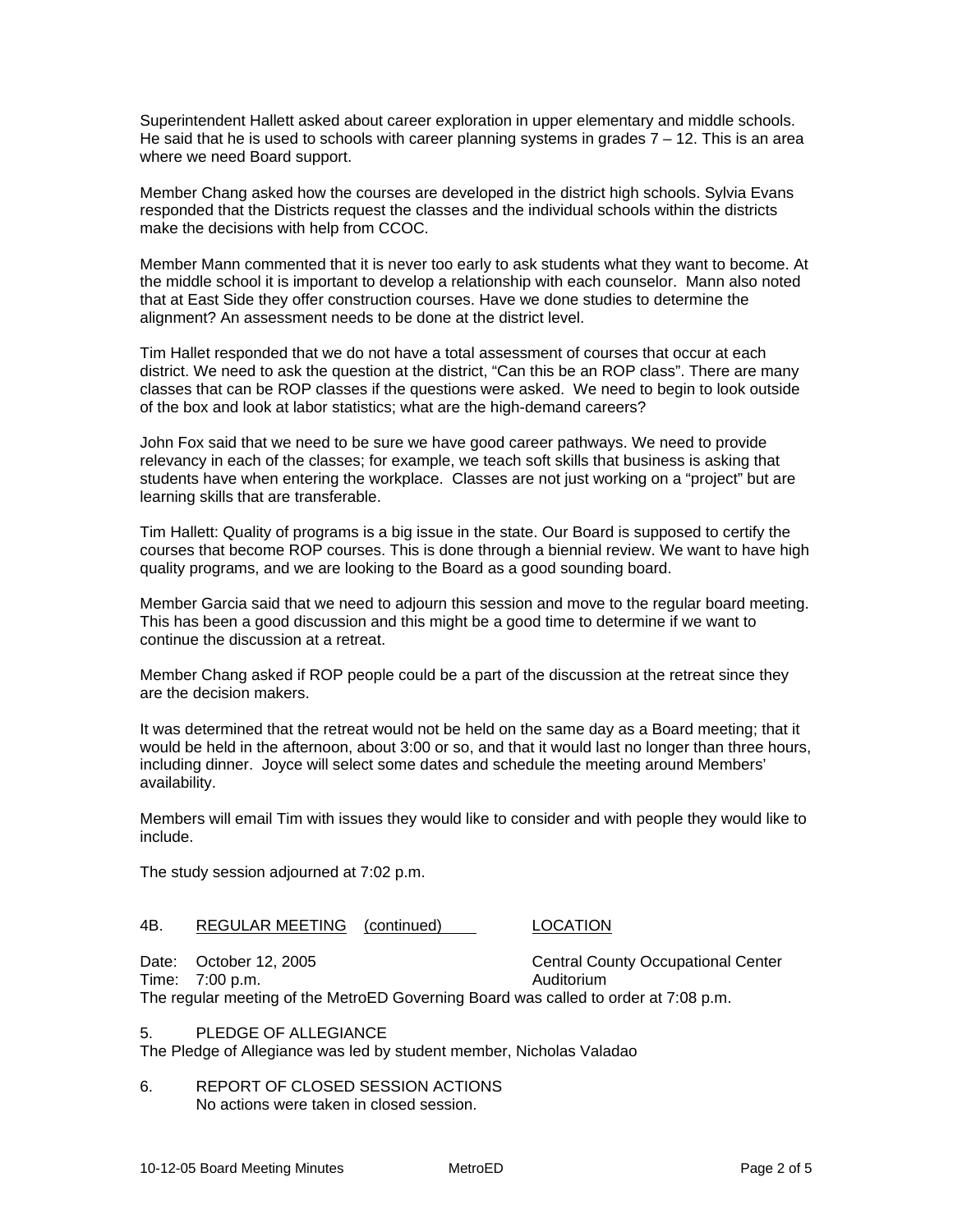Superintendent Hallett asked about career exploration in upper elementary and middle schools. He said that he is used to schools with career planning systems in grades 7 – 12. This is an area where we need Board support.

Member Chang asked how the courses are developed in the district high schools. Sylvia Evans responded that the Districts request the classes and the individual schools within the districts make the decisions with help from CCOC.

Member Mann commented that it is never too early to ask students what they want to become. At the middle school it is important to develop a relationship with each counselor. Mann also noted that at East Side they offer construction courses. Have we done studies to determine the alignment? An assessment needs to be done at the district level.

Tim Hallet responded that we do not have a total assessment of courses that occur at each district. We need to ask the question at the district, "Can this be an ROP class". There are many classes that can be ROP classes if the questions were asked. We need to begin to look outside of the box and look at labor statistics; what are the high-demand careers?

John Fox said that we need to be sure we have good career pathways. We need to provide relevancy in each of the classes; for example, we teach soft skills that business is asking that students have when entering the workplace. Classes are not just working on a "project" but are learning skills that are transferable.

Tim Hallett: Quality of programs is a big issue in the state. Our Board is supposed to certify the courses that become ROP courses. This is done through a biennial review. We want to have high quality programs, and we are looking to the Board as a good sounding board.

Member Garcia said that we need to adjourn this session and move to the regular board meeting. This has been a good discussion and this might be a good time to determine if we want to continue the discussion at a retreat.

Member Chang asked if ROP people could be a part of the discussion at the retreat since they are the decision makers.

It was determined that the retreat would not be held on the same day as a Board meeting; that it would be held in the afternoon, about 3:00 or so, and that it would last no longer than three hours, including dinner. Joyce will select some dates and schedule the meeting around Members' availability.

Members will email Tim with issues they would like to consider and with people they would like to include.

The study session adjourned at 7:02 p.m.

4B. REGULAR MEETING (continued) LOCATION

Date: October 12, 2005 — Central County Occupational Center
Time: 7:00 p.m. — Auditorium

The regular meeting of the MetroED Governing Board was called to order at 7:08 p.m.

5. PLEDGE OF ALLEGIANCE

The Pledge of Allegiance was led by student member, Nicholas Valadao

6. REPORT OF CLOSED SESSION ACTIONS

No actions were taken in closed session.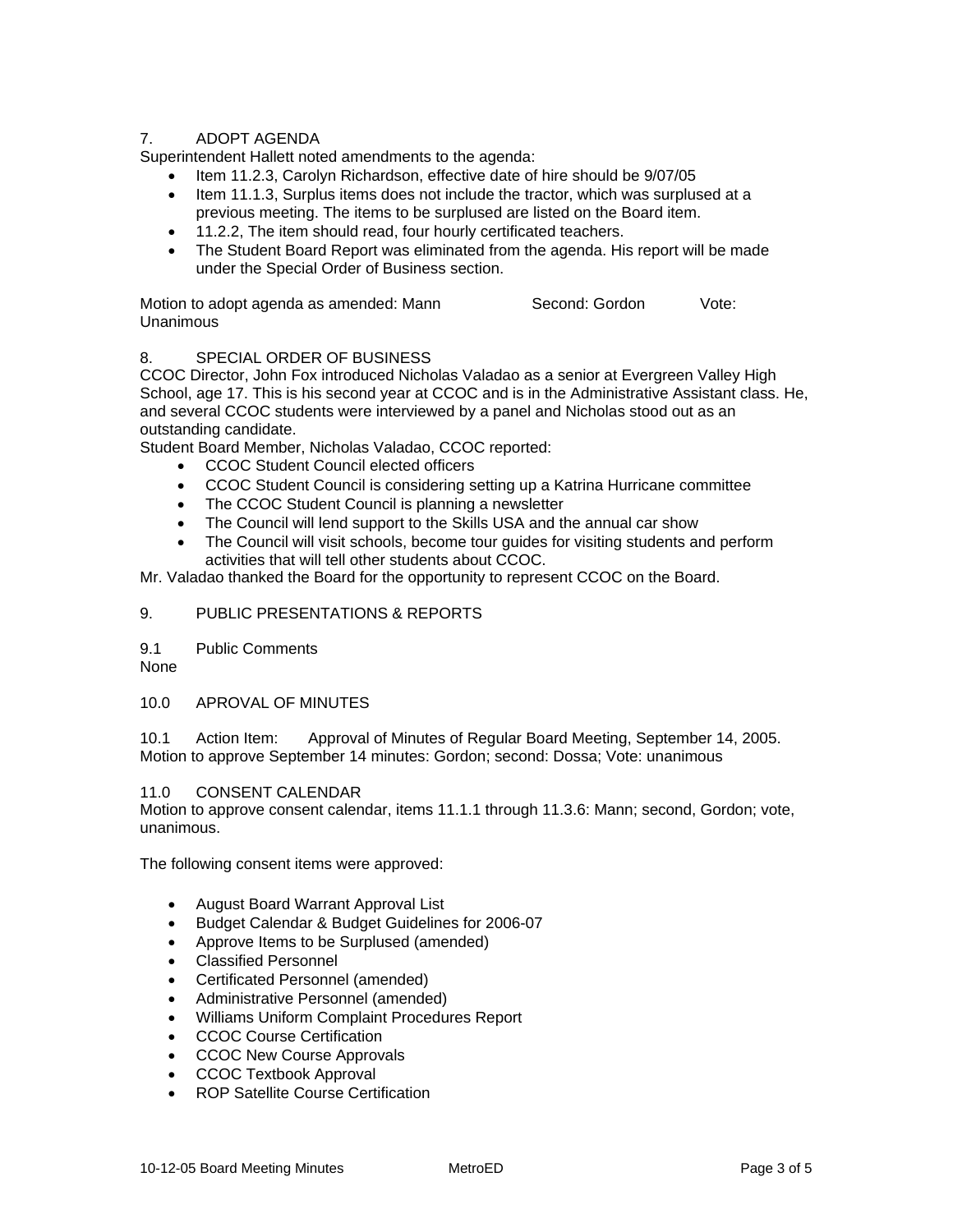7. ADOPT AGENDA

Superintendent Hallett noted amendments to the agenda:

- Item 11.2.3, Carolyn Richardson, effective date of hire should be 9/07/05
- Item 11.1.3, Surplus items does not include the tractor, which was surplused at a previous meeting. The items to be surplused are listed on the Board item.
- 11.2.2, The item should read, four hourly certificated teachers.
- The Student Board Report was eliminated from the agenda. His report will be made under the Special Order of Business section.

Motion to adopt agenda as amended: Mann Second: Gordon Vote: Unanimous

8. SPECIAL ORDER OF BUSINESS

CCOC Director, John Fox introduced Nicholas Valadao as a senior at Evergreen Valley High School, age 17. This is his second year at CCOC and is in the Administrative Assistant class. He, and several CCOC students were interviewed by a panel and Nicholas stood out as an outstanding candidate.

Student Board Member, Nicholas Valadao, CCOC reported:

- CCOC Student Council elected officers
- CCOC Student Council is considering setting up a Katrina Hurricane committee
- The CCOC Student Council is planning a newsletter
- The Council will lend support to the Skills USA and the annual car show
- The Council will visit schools, become tour guides for visiting students and perform activities that will tell other students about CCOC.

Mr. Valadao thanked the Board for the opportunity to represent CCOC on the Board.

9. PUBLIC PRESENTATIONS & REPORTS

9.1 Public Comments

None

10.0 APROVAL OF MINUTES

10.1 Action Item: Approval of Minutes of Regular Board Meeting, September 14, 2005.

Motion to approve September 14 minutes: Gordon; second: Dossa; Vote: unanimous

11.0 CONSENT CALENDAR

Motion to approve consent calendar, items 11.1.1 through 11.3.6: Mann; second, Gordon; vote, unanimous.

The following consent items were approved:

- August Board Warrant Approval List
- Budget Calendar & Budget Guidelines for 2006-07
- Approve Items to be Surplused (amended)
- Classified Personnel
- Certificated Personnel (amended)
- Administrative Personnel (amended)
- Williams Uniform Complaint Procedures Report
- CCOC Course Certification
- CCOC New Course Approvals
- CCOC Textbook Approval
- ROP Satellite Course Certification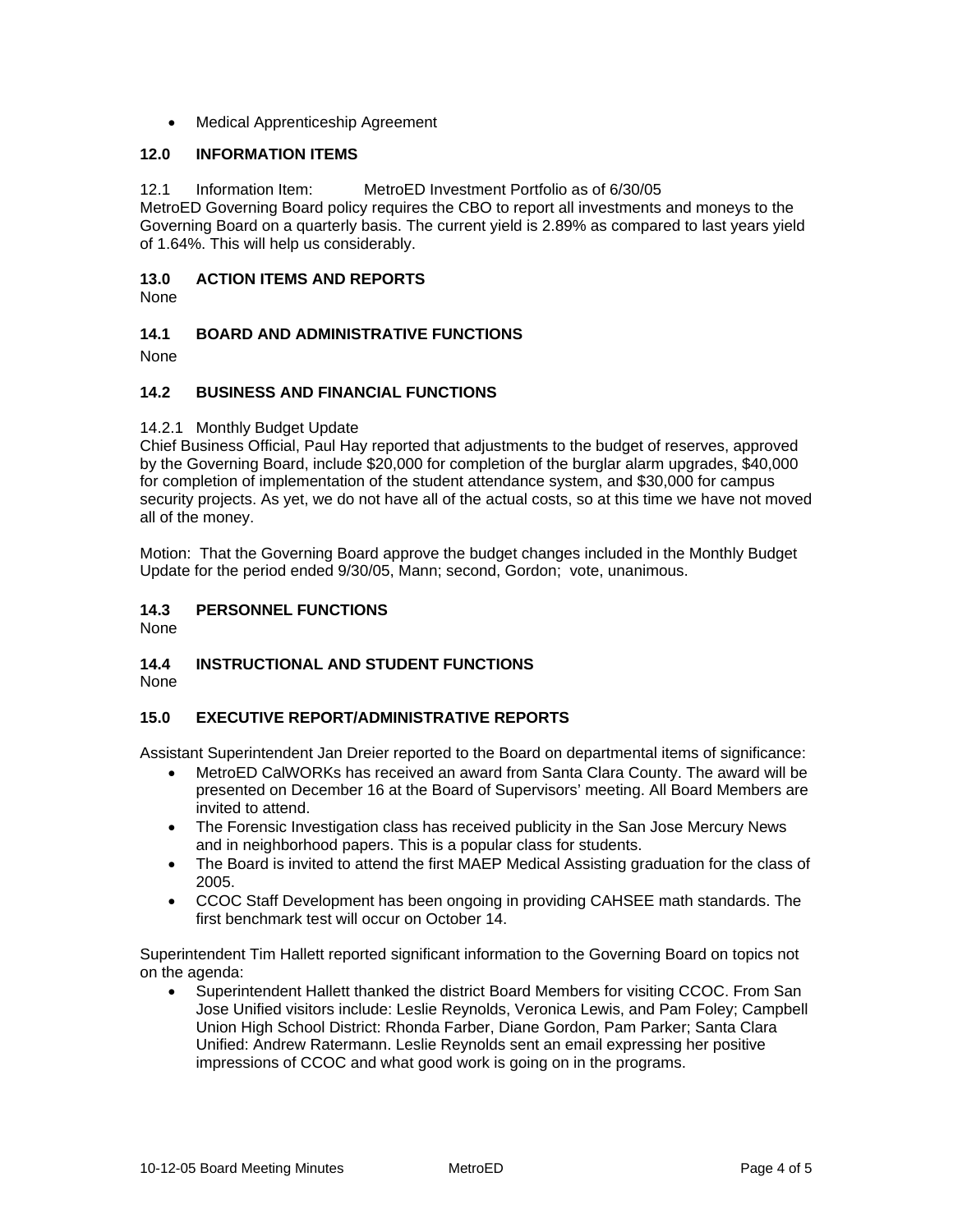- Medical Apprenticeship Agreement

## 12.0 INFORMATION ITEMS

12.1 Information Item: MetroED Investment Portfolio as of 6/30/05
MetroED Governing Board policy requires the CBO to report all investments and moneys to the Governing Board on a quarterly basis. The current yield is 2.89% as compared to last years yield of 1.64%. This will help us considerably.

## 13.0 ACTION ITEMS AND REPORTS

None

## 14.1 BOARD AND ADMINISTRATIVE FUNCTIONS

None

## 14.2 BUSINESS AND FINANCIAL FUNCTIONS

14.2.1 Monthly Budget Update
Chief Business Official, Paul Hay reported that adjustments to the budget of reserves, approved by the Governing Board, include $20,000 for completion of the burglar alarm upgrades, $40,000 for completion of implementation of the student attendance system, and $30,000 for campus security projects. As yet, we do not have all of the actual costs, so at this time we have not moved all of the money.

Motion: That the Governing Board approve the budget changes included in the Monthly Budget Update for the period ended 9/30/05, Mann; second, Gordon; vote, unanimous.

## 14.3 PERSONNEL FUNCTIONS

None

## 14.4 INSTRUCTIONAL AND STUDENT FUNCTIONS

None

## 15.0 EXECUTIVE REPORT/ADMINISTRATIVE REPORTS

Assistant Superintendent Jan Dreier reported to the Board on departmental items of significance:

- MetroED CalWORKs has received an award from Santa Clara County. The award will be presented on December 16 at the Board of Supervisors' meeting. All Board Members are invited to attend.
- The Forensic Investigation class has received publicity in the San Jose Mercury News and in neighborhood papers. This is a popular class for students.
- The Board is invited to attend the first MAEP Medical Assisting graduation for the class of 2005.
- CCOC Staff Development has been ongoing in providing CAHSEE math standards. The first benchmark test will occur on October 14.

Superintendent Tim Hallett reported significant information to the Governing Board on topics not on the agenda:

- Superintendent Hallett thanked the district Board Members for visiting CCOC. From San Jose Unified visitors include: Leslie Reynolds, Veronica Lewis, and Pam Foley; Campbell Union High School District: Rhonda Farber, Diane Gordon, Pam Parker; Santa Clara Unified: Andrew Ratermann. Leslie Reynolds sent an email expressing her positive impressions of CCOC and what good work is going on in the programs.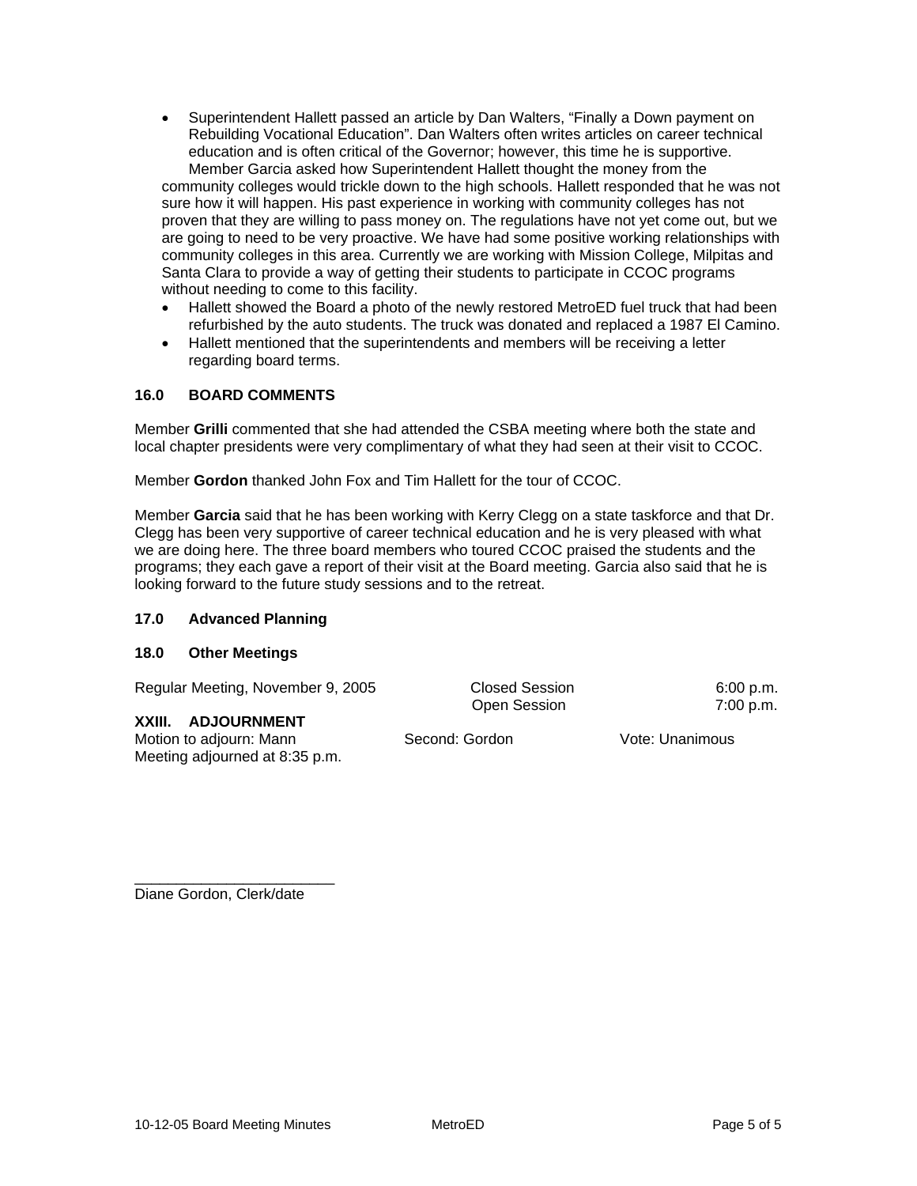- Superintendent Hallett passed an article by Dan Walters, "Finally a Down payment on Rebuilding Vocational Education". Dan Walters often writes articles on career technical education and is often critical of the Governor; however, this time he is supportive. Member Garcia asked how Superintendent Hallett thought the money from the community colleges would trickle down to the high schools. Hallett responded that he was not sure how it will happen. His past experience in working with community colleges has not proven that they are willing to pass money on. The regulations have not yet come out, but we are going to need to be very proactive. We have had some positive working relationships with community colleges in this area. Currently we are working with Mission College, Milpitas and Santa Clara to provide a way of getting their students to participate in CCOC programs without needing to come to this facility.
- Hallett showed the Board a photo of the newly restored MetroED fuel truck that had been refurbished by the auto students. The truck was donated and replaced a 1987 El Camino.
- Hallett mentioned that the superintendents and members will be receiving a letter regarding board terms.

### 16.0 BOARD COMMENTS

Member **Grilli** commented that she had attended the CSBA meeting where both the state and local chapter presidents were very complimentary of what they had seen at their visit to CCOC.

Member **Gordon** thanked John Fox and Tim Hallett for the tour of CCOC.

Member **Garcia** said that he has been working with Kerry Clegg on a state taskforce and that Dr. Clegg has been very supportive of career technical education and he is very pleased with what we are doing here. The three board members who toured CCOC praised the students and the programs; they each gave a report of their visit at the Board meeting. Garcia also said that he is looking forward to the future study sessions and to the retreat.

### 17.0 Advanced Planning

### 18.0 Other Meetings

| | | |
|---|---|---|
| Regular Meeting, November 9, 2005 | Closed Session | 6:00 p.m. |
| | Open Session | 7:00 p.m. |

### XXIII. ADJOURNMENT

Motion to adjourn: Mann    Second: Gordon    Vote: Unanimous
Meeting adjourned at 8:35 p.m.

_______________________
Diane Gordon, Clerk/date